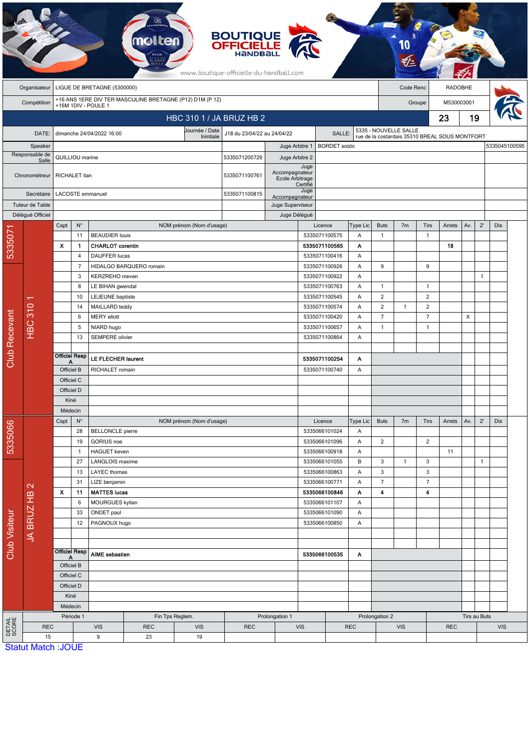BOUTIQUE OFFICIELLE HANDBALL

www.boutique-officielle-du-handball.com

| Organisateur | LIGUE DE BRETAGNE (5300000) | Code Renc | RADOBHE |
|---|---|---|---|
| Compétition | +16 ANS 1ERE DIV TER MASCULINE BRETAGNE (P12) D1M (P 12) +16M 1DIV - POULE 1 | Groupe | M530003001 |

## HBC 310 1 / JA BRUZ HB 2 — 23 / 19

| DATE: | dimanche 24/04/2022 16:00 | Journée / Date Initiale | J18 du 23/04/22 au 24/04/22 | SALLE: | 5335 - NOUVELLE SALLE rue de la costardais 35310 BREAL SOUS MONTFORT |
|---|---|---|---|---|---|

| Rôle | Nom | Licence | Rôle | Nom | Licence |
|---|---|---|---|---|---|
| Speaker | | | Juge Arbitre 1 | BORDET soizic | 5335045100595 |
| Responsable de Salle | QUILLIOU marine | 5335071200729 | Juge Arbitre 2 | | |
| Chronométreur | RICHALET ilan | 5335071100761 | Juge Accompagnateur Ecole Arbitrage Certifié | | |
| Secrétaire | LACOSTE emmanuel | 5335071100815 | Juge Accompagnateur | | |
| Tuteur de Table | | | Juge Superviseur | | |
| Délégué Officiel | | | Juge Délégué | | |

### Club Recevant — 5335071 — HBC 310 1

| Capt | N° | NOM prénom (Nom d'usage) | Licence | Type Lic | Buts | 7m | Tirs | Arrets | Av. | 2' | Dis |
|---|---|---|---|---|---|---|---|---|---|---|---|
| | 11 | BEAUDIER louis | 5335071100575 | A | 1 | | 1 | | | | |
| X | 1 | **CHARLOT corentin** | **5335071100565** | **A** | | | | **18** | | | |
| | 4 | DAUFFER lucas | 5335071100416 | A | | | | | | | |
| | 7 | HIDALGO BARQUERO romain | 5335071100926 | A | 9 | | 9 | | | | |
| | 3 | KERZREHO meven | 5335071100922 | A | | | | | | 1 | |
| | 8 | LE BIHAN gwendal | 5335071100763 | A | 1 | | 1 | | | | |
| | 10 | LEJEUNE baptiste | 5335071100545 | A | 2 | | 2 | | | | |
| | 14 | MAILLARD teddy | 5335071100574 | A | 2 | 1 | 2 | | | | |
| | 6 | MERY eliott | 5335071100420 | A | 7 | | 7 | | X | | |
| | 5 | NIARD hugo | 5335071100657 | A | 1 | | 1 | | | | |
| | 13 | SEMPERE olivier | 5335071100864 | A | | | | | | | |
| Officiel Resp A | | **LE FLECHER laurent** | **5335071100254** | **A** | | | | | | | |
| Officiel B | | RICHALET romain | 5335071100740 | A | | | | | | | |
| Officiel C | | | | | | | | | | | |
| Officiel D | | | | | | | | | | | |
| Kiné | | | | | | | | | | | |
| Médecin | | | | | | | | | | | |

### Club Visiteur — 5335066 — JA BRUZ HB 2

| Capt | N° | NOM prénom (Nom d'usage) | Licence | Type Lic | Buts | 7m | Tirs | Arrets | Av. | 2' | Dis |
|---|---|---|---|---|---|---|---|---|---|---|---|
| | 28 | BELLONCLE pierre | 5335066101024 | A | | | | | | | |
| | 19 | GORIUS noe | 5335066101096 | A | 2 | | 2 | | | | |
| | 1 | HAGUET keven | 5335066100918 | A | | | | 11 | | | |
| | 27 | LANGLOIS maxime | 5335066101055 | B | 3 | 1 | 3 | | | 1 | |
| | 13 | LAYEC thomas | 5335066100863 | A | 3 | | 3 | | | | |
| | 31 | LIZE benjamin | 5335066100771 | A | 7 | | 7 | | | | |
| X | 11 | **MATTES lucas** | **5335066100846** | **A** | **4** | | **4** | | | | |
| | 6 | MOURGUES kylian | 5335066101107 | A | | | | | | | |
| | 33 | ONDET paul | 5335066101090 | A | | | | | | | |
| | 12 | PAGNOUX hugo | 5335066100850 | A | | | | | | | |
| Officiel Resp A | | **AIME sebastien** | **5335066100535** | **A** | | | | | | | |
| Officiel B | | | | | | | | | | | |
| Officiel C | | | | | | | | | | | |
| Officiel D | | | | | | | | | | | |
| Kiné | | | | | | | | | | | |
| Médecin | | | | | | | | | | | |

### DETAIL SCORE

| Période 1 | | Fin Tps Reglem. | | Prolongation 1 | | Prolongation 2 | | Tirs au Buts | |
|---|---|---|---|---|---|---|---|---|---|
| REC | VIS | REC | VIS | REC | VIS | REC | VIS | REC | VIS |
| 15 | 9 | 23 | 19 | | | | | | |

Statut Match :JOUE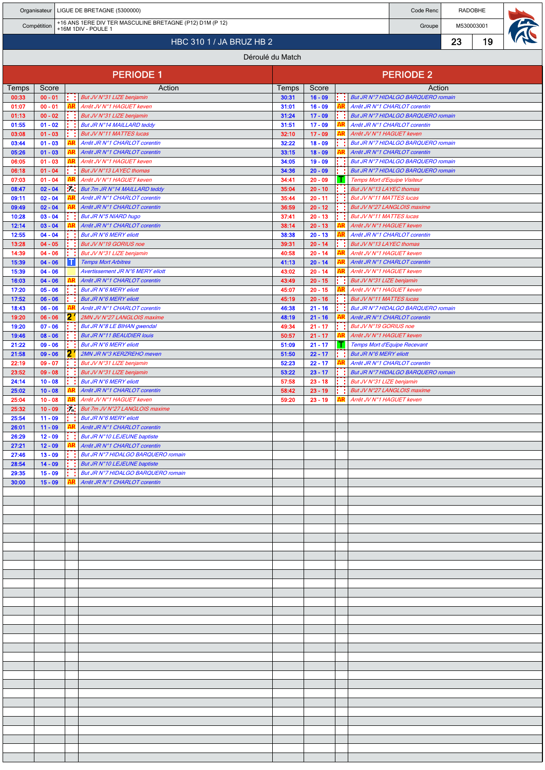| Organisateur | LIGUE DE BRETAGNE (5300000) | Code Renc | RADOBHE |
|---|---|---|---|
| Compétition | +16 ANS 1ERE DIV TER MASCULINE BRETAGNE (P12) D1M (P 12) +16M 1DIV - POULE 1 | Groupe | M530003001 |

## HBC 310 1 / JA BRUZ HB 2 — 23 - 19

### Déroulé du Match

| PERIODE 1 | | | | PERIODE 2 | | | |
|---|---|---|---|---|---|---|---|
| Temps | Score | | Action | Temps | Score | | Action |
| 00:33 | 00 - 01 | | But JV N°31 LIZE benjamin | 30:31 | 16 - 09 | | But JR N°7 HIDALGO BARQUERO romain |
| 01:07 | 00 - 01 | AR | Arrêt JV N°1 HAGUET keven | 31:01 | 16 - 09 | AR | Arrêt JR N°1 CHARLOT corentin |
| 01:13 | 00 - 02 | | But JV N°31 LIZE benjamin | 31:24 | 17 - 09 | | But JR N°7 HIDALGO BARQUERO romain |
| 01:55 | 01 - 02 | | But JR N°14 MAILLARD teddy | 31:51 | 17 - 09 | AR | Arrêt JR N°1 CHARLOT corentin |
| 03:08 | 01 - 03 | | But JV N°11 MATTES lucas | 32:10 | 17 - 09 | AR | Arrêt JV N°1 HAGUET keven |
| 03:44 | 01 - 03 | AR | Arrêt JR N°1 CHARLOT corentin | 32:22 | 18 - 09 | | But JR N°7 HIDALGO BARQUERO romain |
| 05:26 | 01 - 03 | AR | Arrêt JR N°1 CHARLOT corentin | 33:15 | 18 - 09 | AR | Arrêt JR N°1 CHARLOT corentin |
| 06:05 | 01 - 03 | AR | Arrêt JV N°1 HAGUET keven | 34:05 | 19 - 09 | | But JR N°7 HIDALGO BARQUERO romain |
| 06:18 | 01 - 04 | | But JV N°13 LAYEC thomas | 34:36 | 20 - 09 | | But JR N°7 HIDALGO BARQUERO romain |
| 07:03 | 01 - 04 | AR | Arrêt JV N°1 HAGUET keven | 34:41 | 20 - 09 | T | Temps Mort d'Equipe Visiteur |
| 08:47 | 02 - 04 | 7m | But 7m JR N°14 MAILLARD teddy | 35:04 | 20 - 10 | | But JV N°13 LAYEC thomas |
| 09:11 | 02 - 04 | AR | Arrêt JR N°1 CHARLOT corentin | 35:44 | 20 - 11 | | But JV N°11 MATTES lucas |
| 09:49 | 02 - 04 | AR | Arrêt JR N°1 CHARLOT corentin | 36:59 | 20 - 12 | | But JV N°27 LANGLOIS maxime |
| 10:28 | 03 - 04 | | But JR N°5 NIARD hugo | 37:41 | 20 - 13 | | But JV N°11 MATTES lucas |
| 12:14 | 03 - 04 | AR | Arrêt JR N°1 CHARLOT corentin | 38:14 | 20 - 13 | AR | Arrêt JV N°1 HAGUET keven |
| 12:55 | 04 - 04 | | But JR N°6 MERY eliott | 38:38 | 20 - 13 | AR | Arrêt JR N°1 CHARLOT corentin |
| 13:28 | 04 - 05 | | But JV N°19 GORIUS noe | 39:31 | 20 - 14 | | But JV N°13 LAYEC thomas |
| 14:39 | 04 - 06 | | But JV N°31 LIZE benjamin | 40:58 | 20 - 14 | AR | Arrêt JV N°1 HAGUET keven |
| 15:39 | 04 - 06 | T | Temps Mort Arbitres | 41:13 | 20 - 14 | AR | Arrêt JR N°1 CHARLOT corentin |
| 15:39 | 04 - 06 | | Avertissement JR N°6 MERY eliott | 43:02 | 20 - 14 | AR | Arrêt JV N°1 HAGUET keven |
| 16:03 | 04 - 06 | AR | Arrêt JR N°1 CHARLOT corentin | 43:49 | 20 - 15 | | But JV N°31 LIZE benjamin |
| 17:20 | 05 - 06 | | But JR N°6 MERY eliott | 45:07 | 20 - 15 | AR | Arrêt JV N°1 HAGUET keven |
| 17:52 | 06 - 06 | | But JR N°6 MERY eliott | 45:19 | 20 - 16 | | But JV N°11 MATTES lucas |
| 18:43 | 06 - 06 | AR | Arrêt JR N°1 CHARLOT corentin | 46:38 | 21 - 16 | | But JR N°7 HIDALGO BARQUERO romain |
| 19:20 | 06 - 06 | 2' | 2MN JV N°27 LANGLOIS maxime | 48:19 | 21 - 16 | AR | Arrêt JR N°1 CHARLOT corentin |
| 19:20 | 07 - 06 | | But JR N°8 LE BIHAN gwendal | 49:34 | 21 - 17 | | But JV N°19 GORIUS noe |
| 19:46 | 08 - 06 | | But JR N°11 BEAUDIER louis | 50:57 | 21 - 17 | AR | Arrêt JV N°1 HAGUET keven |
| 21:22 | 09 - 06 | | But JR N°6 MERY eliott | 51:09 | 21 - 17 | T | Temps Mort d'Equipe Recevant |
| 21:58 | 09 - 06 | 2' | 2MN JR N°3 KERZREHO meven | 51:50 | 22 - 17 | | But JR N°6 MERY eliott |
| 22:19 | 09 - 07 | | But JV N°31 LIZE benjamin | 52:23 | 22 - 17 | AR | Arrêt JR N°1 CHARLOT corentin |
| 23:52 | 09 - 08 | | But JV N°31 LIZE benjamin | 53:22 | 23 - 17 | | But JR N°7 HIDALGO BARQUERO romain |
| 24:14 | 10 - 08 | | But JR N°6 MERY eliott | 57:58 | 23 - 18 | | But JV N°31 LIZE benjamin |
| 25:02 | 10 - 08 | AR | Arrêt JR N°1 CHARLOT corentin | 58:42 | 23 - 19 | | But JV N°27 LANGLOIS maxime |
| 25:04 | 10 - 08 | AR | Arrêt JV N°1 HAGUET keven | 59:20 | 23 - 19 | AR | Arrêt JV N°1 HAGUET keven |
| 25:32 | 10 - 09 | 7m | But 7m JV N°27 LANGLOIS maxime | | | | |
| 25:54 | 11 - 09 | | But JR N°6 MERY eliott | | | | |
| 26:01 | 11 - 09 | AR | Arrêt JR N°1 CHARLOT corentin | | | | |
| 26:29 | 12 - 09 | | But JR N°10 LEJEUNE baptiste | | | | |
| 27:21 | 12 - 09 | AR | Arrêt JR N°1 CHARLOT corentin | | | | |
| 27:46 | 13 - 09 | | But JR N°7 HIDALGO BARQUERO romain | | | | |
| 28:54 | 14 - 09 | | But JR N°10 LEJEUNE baptiste | | | | |
| 29:35 | 15 - 09 | | But JR N°7 HIDALGO BARQUERO romain | | | | |
| 30:00 | 15 - 09 | AR | Arrêt JR N°1 CHARLOT corentin | | | | |